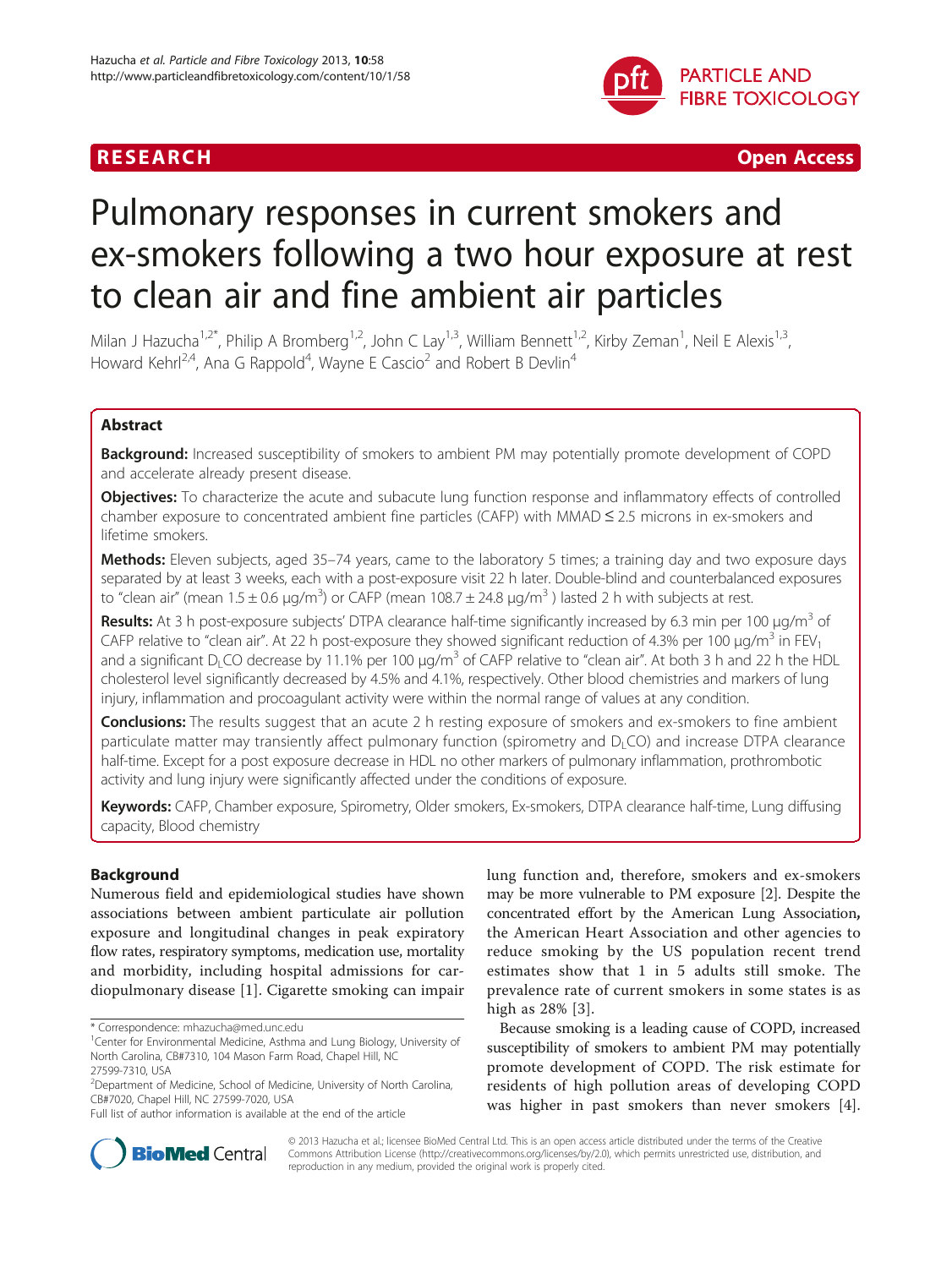RESEARCH Open Access

# Pulmonary responses in current smokers and ex-smokers following a two hour exposure at rest to clean air and fine ambient air particles

Milan J Hazucha[1,2*], Philip A Bromberg[1,2], John C Lay[1,3], William Bennett[1,2], Kirby Zeman[1], Neil E Alexis[1,3], Howard Kehrl[2,4], Ana G Rappold[4], Wayne E Cascio[2] and Robert B Devlin[4]

## Abstract

**Background:** Increased susceptibility of smokers to ambient PM may potentially promote development of COPD and accelerate already present disease.

**Objectives:** To characterize the acute and subacute lung function response and inflammatory effects of controlled chamber exposure to concentrated ambient fine particles (CAFP) with MMAD ≤ 2.5 microns in ex-smokers and lifetime smokers.

**Methods:** Eleven subjects, aged 35–74 years, came to the laboratory 5 times; a training day and two exposure days separated by at least 3 weeks, each with a post-exposure visit 22 h later. Double-blind and counterbalanced exposures to "clean air" (mean 1.5 ± 0.6 μg/m$^3$) or CAFP (mean 108.7 ± 24.8 μg/m$^3$ ) lasted 2 h with subjects at rest.

**Results:** At 3 h post-exposure subjects' DTPA clearance half-time significantly increased by 6.3 min per 100 μg/m$^3$ of CAFP relative to "clean air". At 22 h post-exposure they showed significant reduction of 4.3% per 100 μg/m$^3$ in $FEV_1$ and a significant $D_LCO$ decrease by 11.1% per 100 μg/m$^3$ of CAFP relative to "clean air". At both 3 h and 22 h the HDL cholesterol level significantly decreased by 4.5% and 4.1%, respectively. Other blood chemistries and markers of lung injury, inflammation and procoagulant activity were within the normal range of values at any condition.

**Conclusions:** The results suggest that an acute 2 h resting exposure of smokers and ex-smokers to fine ambient particulate matter may transiently affect pulmonary function (spirometry and $D_LCO$) and increase DTPA clearance half-time. Except for a post exposure decrease in HDL no other markers of pulmonary inflammation, prothrombotic activity and lung injury were significantly affected under the conditions of exposure.

**Keywords:** CAFP, Chamber exposure, Spirometry, Older smokers, Ex-smokers, DTPA clearance half-time, Lung diffusing capacity, Blood chemistry

## Background

Numerous field and epidemiological studies have shown associations between ambient particulate air pollution exposure and longitudinal changes in peak expiratory flow rates, respiratory symptoms, medication use, mortality and morbidity, including hospital admissions for cardiopulmonary disease [1]. Cigarette smoking can impair lung function and, therefore, smokers and ex-smokers may be more vulnerable to PM exposure [2]. Despite the concentrated effort by the American Lung Association, the American Heart Association and other agencies to reduce smoking by the US population recent trend estimates show that 1 in 5 adults still smoke. The prevalence rate of current smokers in some states is as high as 28% [3].

Because smoking is a leading cause of COPD, increased susceptibility of smokers to ambient PM may potentially promote development of COPD. The risk estimate for residents of high pollution areas of developing COPD was higher in past smokers than never smokers [4].

\* Correspondence: mhazucha@med.unc.edu
[1]Center for Environmental Medicine, Asthma and Lung Biology, University of North Carolina, CB#7310, 104 Mason Farm Road, Chapel Hill, NC 27599-7310, USA
[2]Department of Medicine, School of Medicine, University of North Carolina, CB#7020, Chapel Hill, NC 27599-7020, USA
Full list of author information is available at the end of the article

© 2013 Hazucha et al.; licensee BioMed Central Ltd. This is an open access article distributed under the terms of the Creative Commons Attribution License (http://creativecommons.org/licenses/by/2.0), which permits unrestricted use, distribution, and reproduction in any medium, provided the original work is properly cited.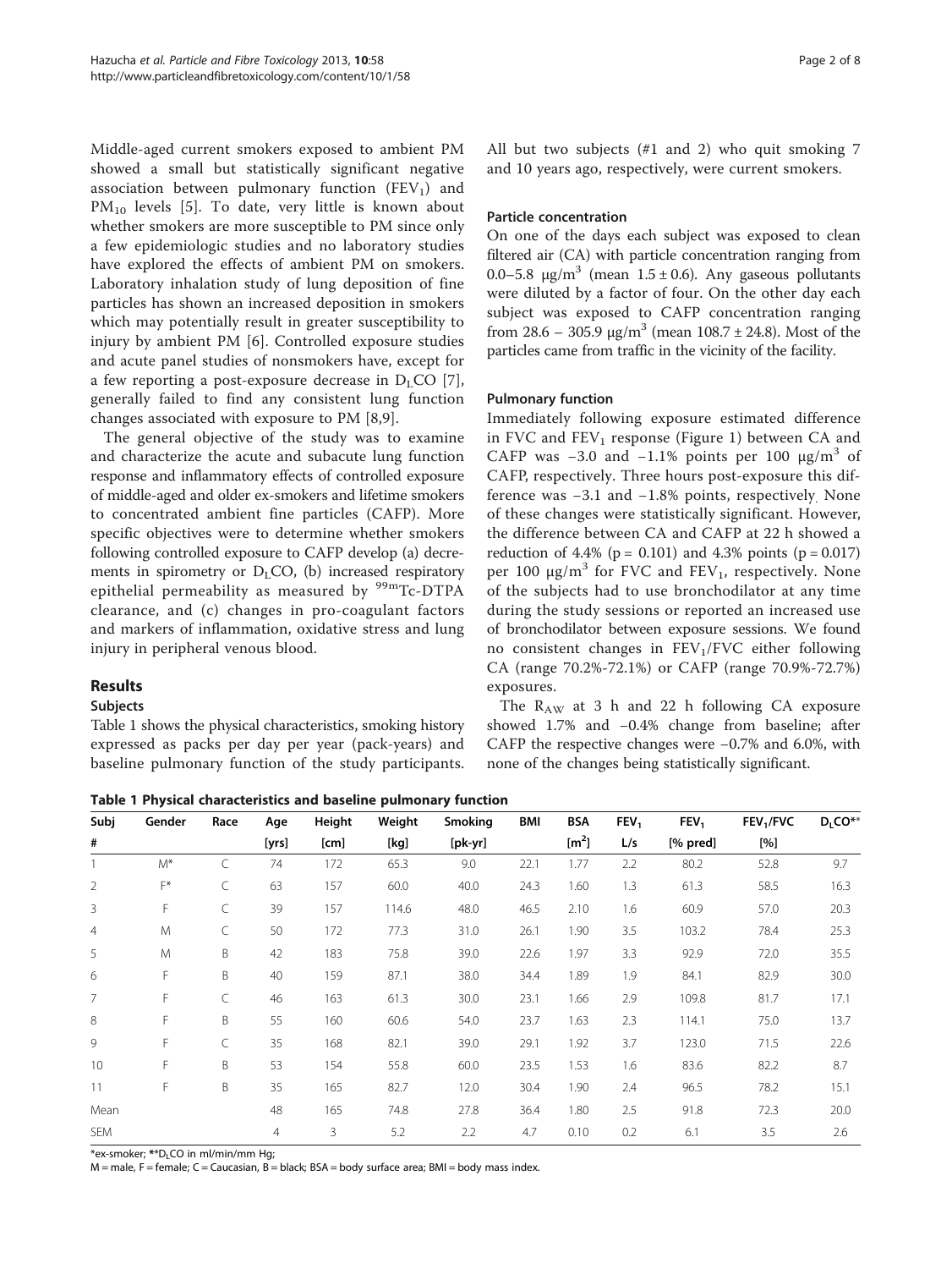Middle-aged current smokers exposed to ambient PM showed a small but statistically significant negative association between pulmonary function ($FEV_1$) and $PM_{10}$ levels [5]. To date, very little is known about whether smokers are more susceptible to PM since only a few epidemiologic studies and no laboratory studies have explored the effects of ambient PM on smokers. Laboratory inhalation study of lung deposition of fine particles has shown an increased deposition in smokers which may potentially result in greater susceptibility to injury by ambient PM [6]. Controlled exposure studies and acute panel studies of nonsmokers have, except for a few reporting a post-exposure decrease in $D_LCO$ [7], generally failed to find any consistent lung function changes associated with exposure to PM [8,9].

The general objective of the study was to examine and characterize the acute and subacute lung function response and inflammatory effects of controlled exposure of middle-aged and older ex-smokers and lifetime smokers to concentrated ambient fine particles (CAFP). More specific objectives were to determine whether smokers following controlled exposure to CAFP develop (a) decrements in spirometry or $D_LCO$, (b) increased respiratory epithelial permeability as measured by $^{99m}$Tc-DTPA clearance, and (c) changes in pro-coagulant factors and markers of inflammation, oxidative stress and lung injury in peripheral venous blood.

## Results

### Subjects

Table 1 shows the physical characteristics, smoking history expressed as packs per day per year (pack-years) and baseline pulmonary function of the study participants. All but two subjects (#1 and 2) who quit smoking 7 and 10 years ago, respectively, were current smokers.

### Particle concentration

On one of the days each subject was exposed to clean filtered air (CA) with particle concentration ranging from 0.0–5.8 μg/m$^3$ (mean 1.5 ± 0.6). Any gaseous pollutants were diluted by a factor of four. On the other day each subject was exposed to CAFP concentration ranging from 28.6 – 305.9 μg/m$^3$ (mean 108.7 ± 24.8). Most of the particles came from traffic in the vicinity of the facility.

### Pulmonary function

Immediately following exposure estimated difference in FVC and $FEV_1$ response (Figure 1) between CA and CAFP was −3.0 and −1.1% points per 100 μg/m$^3$ of CAFP, respectively. Three hours post-exposure this difference was −3.1 and −1.8% points, respectively. None of these changes were statistically significant. However, the difference between CA and CAFP at 22 h showed a reduction of 4.4% ($p = 0.101$) and 4.3% points ($p = 0.017$) per 100 μg/m$^3$ for FVC and $FEV_1$, respectively. None of the subjects had to use bronchodilator at any time during the study sessions or reported an increased use of bronchodilator between exposure sessions. We found no consistent changes in $FEV_1$/FVC either following CA (range 70.2%-72.1%) or CAFP (range 70.9%-72.7%) exposures.

The $R_{AW}$ at 3 h and 22 h following CA exposure showed 1.7% and −0.4% change from baseline; after CAFP the respective changes were −0.7% and 6.0%, with none of the changes being statistically significant.

**Table 1 Physical characteristics and baseline pulmonary function**

| Subj # | Gender | Race | Age [yrs] | Height [cm] | Weight [kg] | Smoking [pk-yr] | BMI | BSA [m$^2$] | $FEV_1$ L/s | $FEV_1$ [% pred] | $FEV_1$/FVC [%] | $D_LCO$** |
|---|---|---|---|---|---|---|---|---|---|---|---|---|
| 1 | M* | C | 74 | 172 | 65.3 | 9.0 | 22.1 | 1.77 | 2.2 | 80.2 | 52.8 | 9.7 |
| 2 | F* | C | 63 | 157 | 60.0 | 40.0 | 24.3 | 1.60 | 1.3 | 61.3 | 58.5 | 16.3 |
| 3 | F | C | 39 | 157 | 114.6 | 48.0 | 46.5 | 2.10 | 1.6 | 60.9 | 57.0 | 20.3 |
| 4 | M | C | 50 | 172 | 77.3 | 31.0 | 26.1 | 1.90 | 3.5 | 103.2 | 78.4 | 25.3 |
| 5 | M | B | 42 | 183 | 75.8 | 39.0 | 22.6 | 1.97 | 3.3 | 92.9 | 72.0 | 35.5 |
| 6 | F | B | 40 | 159 | 87.1 | 38.0 | 34.4 | 1.89 | 1.9 | 84.1 | 82.9 | 30.0 |
| 7 | F | C | 46 | 163 | 61.3 | 30.0 | 23.1 | 1.66 | 2.9 | 109.8 | 81.7 | 17.1 |
| 8 | F | B | 55 | 160 | 60.6 | 54.0 | 23.7 | 1.63 | 2.3 | 114.1 | 75.0 | 13.7 |
| 9 | F | C | 35 | 168 | 82.1 | 39.0 | 29.1 | 1.92 | 3.7 | 123.0 | 71.5 | 22.6 |
| 10 | F | B | 53 | 154 | 55.8 | 60.0 | 23.5 | 1.53 | 1.6 | 83.6 | 82.2 | 8.7 |
| 11 | F | B | 35 | 165 | 82.7 | 12.0 | 30.4 | 1.90 | 2.4 | 96.5 | 78.2 | 15.1 |
| Mean | | | 48 | 165 | 74.8 | 27.8 | 36.4 | 1.80 | 2.5 | 91.8 | 72.3 | 20.0 |
| SEM | | | 4 | 3 | 5.2 | 2.2 | 4.7 | 0.10 | 0.2 | 6.1 | 3.5 | 2.6 |

*ex-smoker; **$D_LCO$ in ml/min/mm Hg;

M = male, F = female; C = Caucasian, B = black; BSA = body surface area; BMI = body mass index.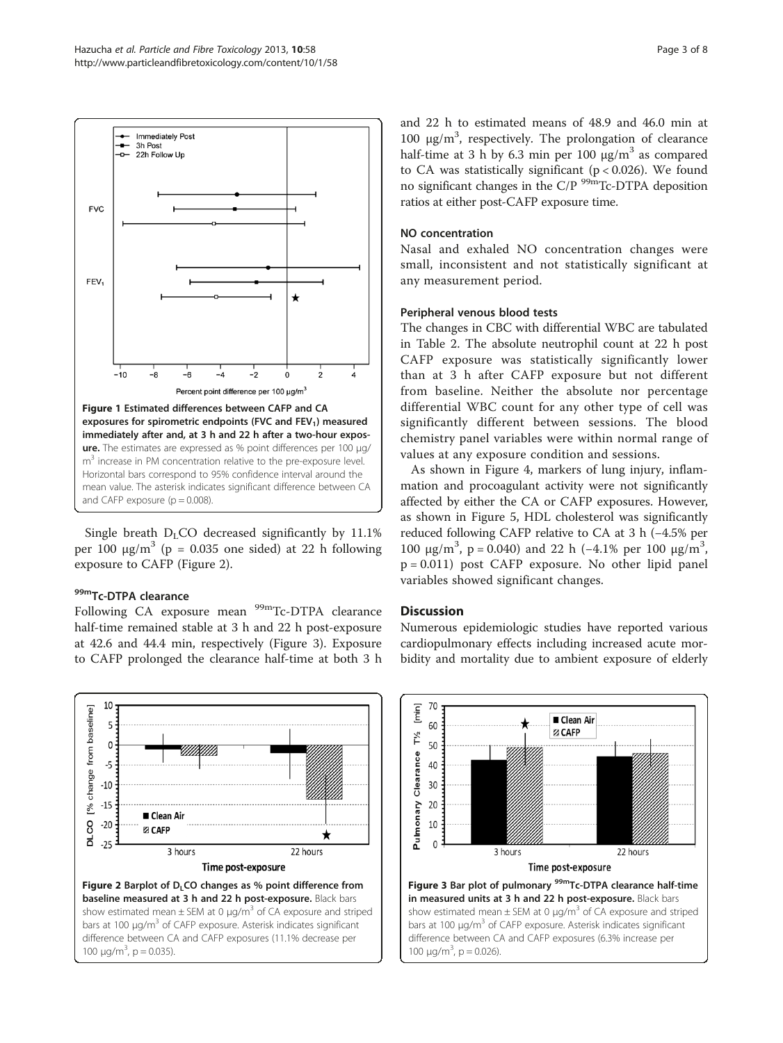Figure 1 Estimated differences between CAFP and CA exposures for spirometric endpoints (FVC and $FEV_1$) measured immediately after and, at 3 h and 22 h after a two-hour exposure. The estimates are expressed as % point differences per 100 μg/m$^3$ increase in PM concentration relative to the pre-exposure level. Horizontal bars correspond to 95% confidence interval around the mean value. The asterisk indicates significant difference between CA and CAFP exposure ($p = 0.008$).

Single breath $D_LCO$ decreased significantly by 11.1% per 100 μg/m$^3$ ($p$ = 0.035 one sided) at 22 h following exposure to CAFP (Figure 2).

### $^{99m}$Tc-DTPA clearance

Following CA exposure mean $^{99m}$Tc-DTPA clearance half-time remained stable at 3 h and 22 h post-exposure at 42.6 and 44.4 min, respectively (Figure 3). Exposure to CAFP prolonged the clearance half-time at both 3 h and 22 h to estimated means of 48.9 and 46.0 min at 100 μg/m$^3$, respectively. The prolongation of clearance half-time at 3 h by 6.3 min per 100 μg/m$^3$ as compared to CA was statistically significant ($p < 0.026$). We found no significant changes in the C/P $^{99m}$Tc-DTPA deposition ratios at either post-CAFP exposure time.

### NO concentration

Nasal and exhaled NO concentration changes were small, inconsistent and not statistically significant at any measurement period.

### Peripheral venous blood tests

The changes in CBC with differential WBC are tabulated in Table 2. The absolute neutrophil count at 22 h post CAFP exposure was statistically significantly lower than at 3 h after CAFP exposure but not different from baseline. Neither the absolute nor percentage differential WBC count for any other type of cell was significantly different between sessions. The blood chemistry panel variables were within normal range of values at any exposure condition and sessions.

As shown in Figure 4, markers of lung injury, inflammation and procoagulant activity were not significantly affected by either the CA or CAFP exposures. However, as shown in Figure 5, HDL cholesterol was significantly reduced following CAFP relative to CA at 3 h (−4.5% per 100 μg/m$^3$, $p = 0.040$) and 22 h (−4.1% per 100 μg/m$^3$, $p = 0.011$) post CAFP exposure. No other lipid panel variables showed significant changes.

## Discussion

Numerous epidemiologic studies have reported various cardiopulmonary effects including increased acute morbidity and mortality due to ambient exposure of elderly

Figure 2 Barplot of $D_LCO$ changes as % point difference from baseline measured at 3 h and 22 h post-exposure. Black bars show estimated mean ± SEM at 0 μg/m$^3$ of CA exposure and striped bars at 100 μg/m$^3$ of CAFP exposure. Asterisk indicates significant difference between CA and CAFP exposures (11.1% decrease per 100 μg/m$^3$, $p = 0.035$).

Figure 3 Bar plot of pulmonary $^{99m}$Tc-DTPA clearance half-time in measured units at 3 h and 22 h post-exposure. Black bars show estimated mean ± SEM at 0 μg/m$^3$ of CA exposure and striped bars at 100 μg/m$^3$ of CAFP exposure. Asterisk indicates significant difference between CA and CAFP exposures (6.3% increase per 100 μg/m$^3$, $p = 0.026$).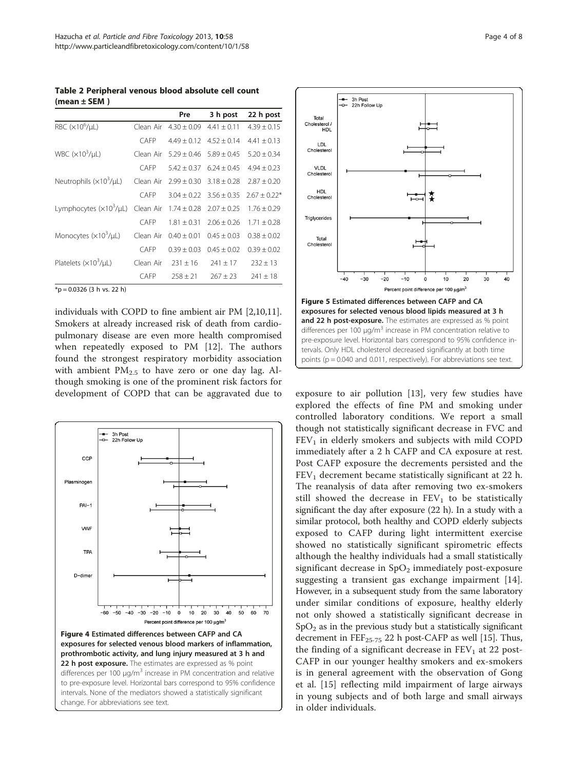**Table 2 Peripheral venous blood absolute cell count (mean ± SEM )**

| | | Pre | 3 h post | 22 h post |
|---|---|---|---|---|
| RBC ($\times10^6$/μL) | Clean Air | 4.30 ± 0.09 | 4.41 ± 0.11 | 4.39 ± 0.15 |
| | CAFP | 4.49 ± 0.12 | 4.52 ± 0.14 | 4.41 ± 0.13 |
| WBC ($\times10^3$/μL) | Clean Air | 5.29 ± 0.46 | 5.89 ± 0.45 | 5.20 ± 0.34 |
| | CAFP | 5.42 ± 0.37 | 6.24 ± 0.45 | 4.94 ± 0.23 |
| Neutrophils ($\times10^3$/μL) | Clean Air | 2.99 ± 0.30 | 3.18 ± 0.28 | 2.87 ± 0.20 |
| | CAFP | 3.04 ± 0.22 | 3.56 ± 0.35 | 2.67 ± 0.22* |
| Lymphocytes ($\times10^3$/μL) | Clean Air | 1.74 ± 0.28 | 2.07 ± 0.25 | 1.76 ± 0.29 |
| | CAFP | 1.81 ± 0.31 | 2.06 ± 0.26 | 1.71 ± 0.28 |
| Monocytes ($\times10^3$/μL) | Clean Air | 0.40 ± 0.01 | 0.45 ± 0.03 | 0.38 ± 0.02 |
| | CAFP | 0.39 ± 0.03 | 0.45 ± 0.02 | 0.39 ± 0.02 |
| Platelets ($\times10^3$/μL) | Clean Air | 231 ± 16 | 241 ± 17 | 232 ± 13 |
| | CAFP | 258 ± 21 | 267 ± 23 | 241 ± 18 |

*p = 0.0326 (3 h vs. 22 h)

individuals with COPD to fine ambient air PM [2,10,11]. Smokers at already increased risk of death from cardiopulmonary disease are even more health compromised when repeatedly exposed to PM [12]. The authors found the strongest respiratory morbidity association with ambient $PM_{2.5}$ to have zero or one day lag. Although smoking is one of the prominent risk factors for development of COPD that can be aggravated due to exposure to air pollution [13], very few studies have explored the effects of fine PM and smoking under controlled laboratory conditions. We report a small though not statistically significant decrease in FVC and $FEV_1$ in elderly smokers and subjects with mild COPD immediately after a 2 h CAFP and CA exposure at rest. Post CAFP exposure the decrements persisted and the $FEV_1$ decrement became statistically significant at 22 h. The reanalysis of data after removing two ex-smokers still showed the decrease in $FEV_1$ to be statistically significant the day after exposure (22 h). In a study with a similar protocol, both healthy and COPD elderly subjects exposed to CAFP during light intermittent exercise showed no statistically significant spirometric effects although the healthy individuals had a small statistically significant decrease in $SpO_2$ immediately post-exposure suggesting a transient gas exchange impairment [14]. However, in a subsequent study from the same laboratory under similar conditions of exposure, healthy elderly not only showed a statistically significant decrease in $SpO_2$ as in the previous study but a statistically significant decrement in $FEF_{25-75}$ 22 h post-CAFP as well [15]. Thus, the finding of a significant decrease in $FEV_1$ at 22 post-CAFP in our younger healthy smokers and ex-smokers is in general agreement with the observation of Gong et al. [15] reflecting mild impairment of large airways in young subjects and of both large and small airways in older individuals.

**Figure 4 Estimated differences between CAFP and CA exposures for selected venous blood markers of inflammation, prothrombotic activity, and lung injury measured at 3 h and 22 h post exposure.** The estimates are expressed as % point differences per 100 μg/m$^3$ increase in PM concentration and relative to pre-exposure level. Horizontal bars correspond to 95% confidence intervals. None of the mediators showed a statistically significant change. For abbreviations see text.

**Figure 5 Estimated differences between CAFP and CA exposures for selected venous blood lipids measured at 3 h and 22 h post-exposure.** The estimates are expressed as % point differences per 100 μg/m$^3$ increase in PM concentration relative to pre-exposure level. Horizontal bars correspond to 95% confidence intervals. Only HDL cholesterol decreased significantly at both time points (p = 0.040 and 0.011, respectively). For abbreviations see text.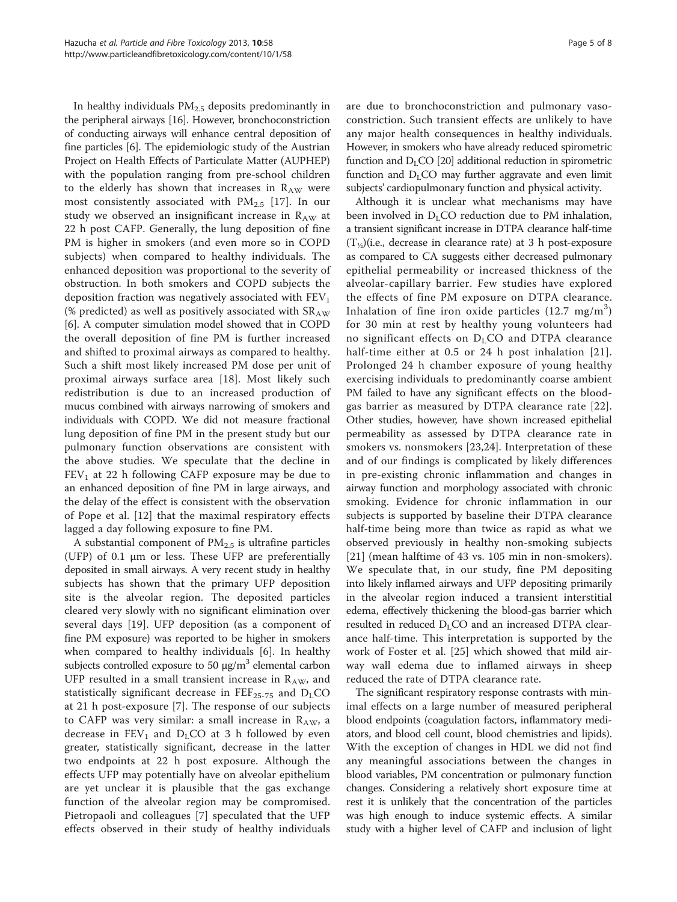In healthy individuals $PM_{2.5}$ deposits predominantly in the peripheral airways [16]. However, bronchoconstriction of conducting airways will enhance central deposition of fine particles [6]. The epidemiologic study of the Austrian Project on Health Effects of Particulate Matter (AUPHEP) with the population ranging from pre-school children to the elderly has shown that increases in $R_{AW}$ were most consistently associated with $PM_{2.5}$ [17]. In our study we observed an insignificant increase in $R_{AW}$ at 22 h post CAFP. Generally, the lung deposition of fine PM is higher in smokers (and even more so in COPD subjects) when compared to healthy individuals. The enhanced deposition was proportional to the severity of obstruction. In both smokers and COPD subjects the deposition fraction was negatively associated with $FEV_1$ (% predicted) as well as positively associated with $SR_{AW}$ [6]. A computer simulation model showed that in COPD the overall deposition of fine PM is further increased and shifted to proximal airways as compared to healthy. Such a shift most likely increased PM dose per unit of proximal airways surface area [18]. Most likely such redistribution is due to an increased production of mucus combined with airways narrowing of smokers and individuals with COPD. We did not measure fractional lung deposition of fine PM in the present study but our pulmonary function observations are consistent with the above studies. We speculate that the decline in $FEV_1$ at 22 h following CAFP exposure may be due to an enhanced deposition of fine PM in large airways, and the delay of the effect is consistent with the observation of Pope et al. [12] that the maximal respiratory effects lagged a day following exposure to fine PM.

A substantial component of $PM_{2.5}$ is ultrafine particles (UFP) of 0.1 μm or less. These UFP are preferentially deposited in small airways. A very recent study in healthy subjects has shown that the primary UFP deposition site is the alveolar region. The deposited particles cleared very slowly with no significant elimination over several days [19]. UFP deposition (as a component of fine PM exposure) was reported to be higher in smokers when compared to healthy individuals [6]. In healthy subjects controlled exposure to 50 $\mu g/m^3$ elemental carbon UFP resulted in a small transient increase in $R_{AW}$, and statistically significant decrease in $FEF_{25\text{-}75}$ and $D_LCO$ at 21 h post-exposure [7]. The response of our subjects to CAFP was very similar: a small increase in $R_{AW}$, a decrease in $FEV_1$ and $D_LCO$ at 3 h followed by even greater, statistically significant, decrease in the latter two endpoints at 22 h post exposure. Although the effects UFP may potentially have on alveolar epithelium are yet unclear it is plausible that the gas exchange function of the alveolar region may be compromised. Pietropaoli and colleagues [7] speculated that the UFP effects observed in their study of healthy individuals are due to bronchoconstriction and pulmonary vasoconstriction. Such transient effects are unlikely to have any major health consequences in healthy individuals. However, in smokers who have already reduced spirometric function and $D_LCO$ [20] additional reduction in spirometric function and $D_LCO$ may further aggravate and even limit subjects' cardiopulmonary function and physical activity.

Although it is unclear what mechanisms may have been involved in $D_LCO$ reduction due to PM inhalation, a transient significant increase in DTPA clearance half-time ($T_{½}$)(i.e., decrease in clearance rate) at 3 h post-exposure as compared to CA suggests either decreased pulmonary epithelial permeability or increased thickness of the alveolar-capillary barrier. Few studies have explored the effects of fine PM exposure on DTPA clearance. Inhalation of fine iron oxide particles (12.7 $mg/m^3$) for 30 min at rest by healthy young volunteers had no significant effects on $D_LCO$ and DTPA clearance half-time either at 0.5 or 24 h post inhalation [21]. Prolonged 24 h chamber exposure of young healthy exercising individuals to predominantly coarse ambient PM failed to have any significant effects on the blood-gas barrier as measured by DTPA clearance rate [22]. Other studies, however, have shown increased epithelial permeability as assessed by DTPA clearance rate in smokers vs. nonsmokers [23,24]. Interpretation of these and of our findings is complicated by likely differences in pre-existing chronic inflammation and changes in airway function and morphology associated with chronic smoking. Evidence for chronic inflammation in our subjects is supported by baseline their DTPA clearance half-time being more than twice as rapid as what we observed previously in healthy non-smoking subjects [21] (mean halftime of 43 vs. 105 min in non-smokers). We speculate that, in our study, fine PM depositing into likely inflamed airways and UFP depositing primarily in the alveolar region induced a transient interstitial edema, effectively thickening the blood-gas barrier which resulted in reduced $D_LCO$ and an increased DTPA clearance half-time. This interpretation is supported by the work of Foster et al. [25] which showed that mild airway wall edema due to inflamed airways in sheep reduced the rate of DTPA clearance rate.

The significant respiratory response contrasts with minimal effects on a large number of measured peripheral blood endpoints (coagulation factors, inflammatory mediators, and blood cell count, blood chemistries and lipids). With the exception of changes in HDL we did not find any meaningful associations between the changes in blood variables, PM concentration or pulmonary function changes. Considering a relatively short exposure time at rest it is unlikely that the concentration of the particles was high enough to induce systemic effects. A similar study with a higher level of CAFP and inclusion of light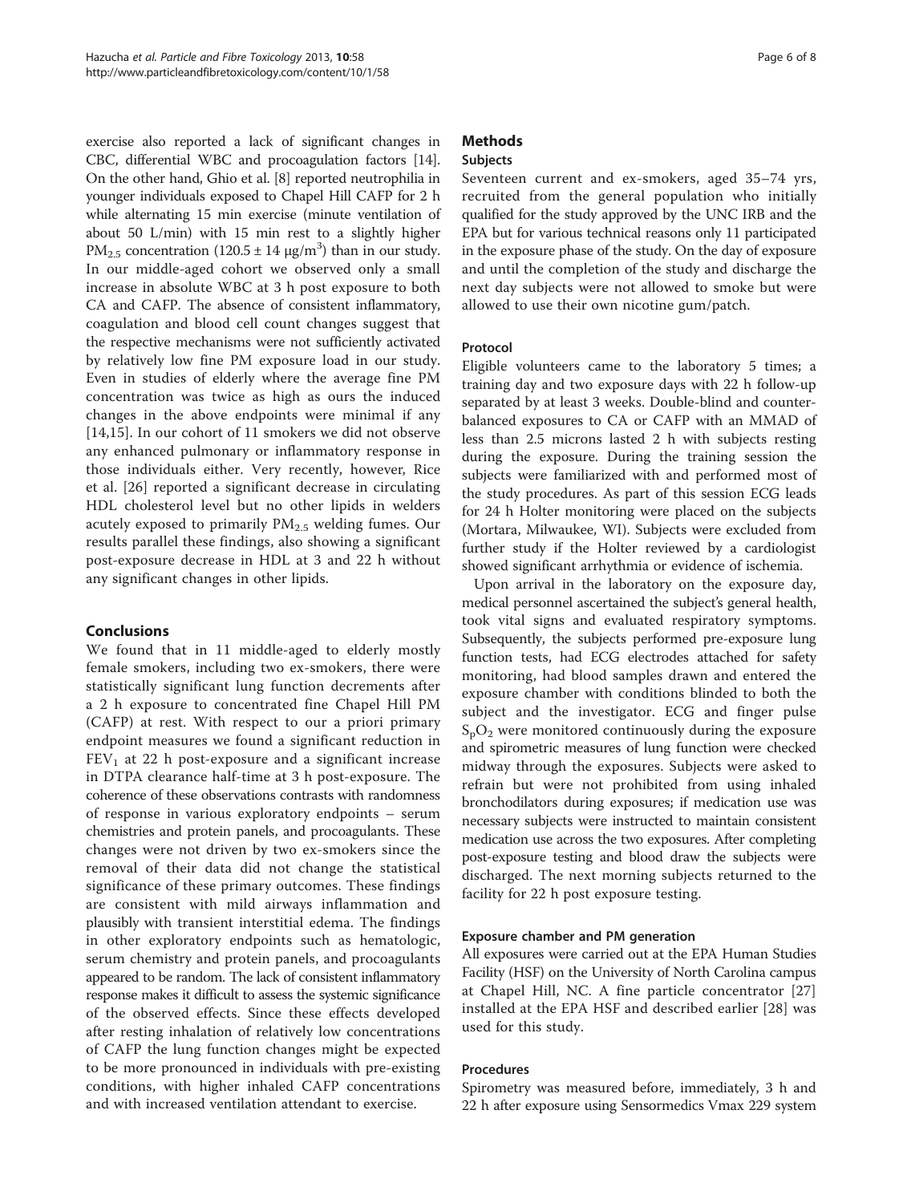exercise also reported a lack of significant changes in CBC, differential WBC and procoagulation factors [14]. On the other hand, Ghio et al. [8] reported neutrophilia in younger individuals exposed to Chapel Hill CAFP for 2 h while alternating 15 min exercise (minute ventilation of about 50 L/min) with 15 min rest to a slightly higher $PM_{2.5}$ concentration ($120.5 \pm 14$ μg/m$^3$) than in our study. In our middle-aged cohort we observed only a small increase in absolute WBC at 3 h post exposure to both CA and CAFP. The absence of consistent inflammatory, coagulation and blood cell count changes suggest that the respective mechanisms were not sufficiently activated by relatively low fine PM exposure load in our study. Even in studies of elderly where the average fine PM concentration was twice as high as ours the induced changes in the above endpoints were minimal if any [14,15]. In our cohort of 11 smokers we did not observe any enhanced pulmonary or inflammatory response in those individuals either. Very recently, however, Rice et al. [26] reported a significant decrease in circulating HDL cholesterol level but no other lipids in welders acutely exposed to primarily $PM_{2.5}$ welding fumes. Our results parallel these findings, also showing a significant post-exposure decrease in HDL at 3 and 22 h without any significant changes in other lipids.

## Conclusions

We found that in 11 middle-aged to elderly mostly female smokers, including two ex-smokers, there were statistically significant lung function decrements after a 2 h exposure to concentrated fine Chapel Hill PM (CAFP) at rest. With respect to our a priori primary endpoint measures we found a significant reduction in $FEV_1$ at 22 h post-exposure and a significant increase in DTPA clearance half-time at 3 h post-exposure. The coherence of these observations contrasts with randomness of response in various exploratory endpoints – serum chemistries and protein panels, and procoagulants. These changes were not driven by two ex-smokers since the removal of their data did not change the statistical significance of these primary outcomes. These findings are consistent with mild airways inflammation and plausibly with transient interstitial edema. The findings in other exploratory endpoints such as hematologic, serum chemistry and protein panels, and procoagulants appeared to be random. The lack of consistent inflammatory response makes it difficult to assess the systemic significance of the observed effects. Since these effects developed after resting inhalation of relatively low concentrations of CAFP the lung function changes might be expected to be more pronounced in individuals with pre-existing conditions, with higher inhaled CAFP concentrations and with increased ventilation attendant to exercise.

## Methods

### Subjects

Seventeen current and ex-smokers, aged 35–74 yrs, recruited from the general population who initially qualified for the study approved by the UNC IRB and the EPA but for various technical reasons only 11 participated in the exposure phase of the study. On the day of exposure and until the completion of the study and discharge the next day subjects were not allowed to smoke but were allowed to use their own nicotine gum/patch.

### Protocol

Eligible volunteers came to the laboratory 5 times; a training day and two exposure days with 22 h follow-up separated by at least 3 weeks. Double-blind and counter-balanced exposures to CA or CAFP with an MMAD of less than 2.5 microns lasted 2 h with subjects resting during the exposure. During the training session the subjects were familiarized with and performed most of the study procedures. As part of this session ECG leads for 24 h Holter monitoring were placed on the subjects (Mortara, Milwaukee, WI). Subjects were excluded from further study if the Holter reviewed by a cardiologist showed significant arrhythmia or evidence of ischemia.

Upon arrival in the laboratory on the exposure day, medical personnel ascertained the subject's general health, took vital signs and evaluated respiratory symptoms. Subsequently, the subjects performed pre-exposure lung function tests, had ECG electrodes attached for safety monitoring, had blood samples drawn and entered the exposure chamber with conditions blinded to both the subject and the investigator. ECG and finger pulse $S_pO_2$ were monitored continuously during the exposure and spirometric measures of lung function were checked midway through the exposures. Subjects were asked to refrain but were not prohibited from using inhaled bronchodilators during exposures; if medication use was necessary subjects were instructed to maintain consistent medication use across the two exposures. After completing post-exposure testing and blood draw the subjects were discharged. The next morning subjects returned to the facility for 22 h post exposure testing.

### Exposure chamber and PM generation

All exposures were carried out at the EPA Human Studies Facility (HSF) on the University of North Carolina campus at Chapel Hill, NC. A fine particle concentrator [27] installed at the EPA HSF and described earlier [28] was used for this study.

### Procedures

Spirometry was measured before, immediately, 3 h and 22 h after exposure using Sensormedics Vmax 229 system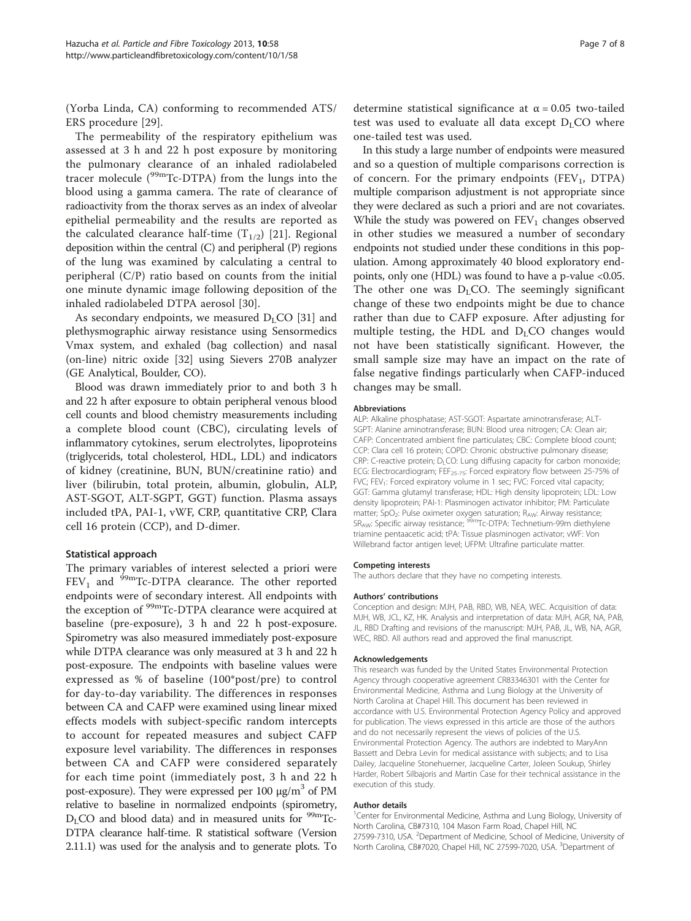(Yorba Linda, CA) conforming to recommended ATS/ERS procedure [29].

The permeability of the respiratory epithelium was assessed at 3 h and 22 h post exposure by monitoring the pulmonary clearance of an inhaled radiolabeled tracer molecule ($^{99m}$Tc-DTPA) from the lungs into the blood using a gamma camera. The rate of clearance of radioactivity from the thorax serves as an index of alveolar epithelial permeability and the results are reported as the calculated clearance half-time ($T_{1/2}$) [21]. Regional deposition within the central (C) and peripheral (P) regions of the lung was examined by calculating a central to peripheral (C/P) ratio based on counts from the initial one minute dynamic image following deposition of the inhaled radiolabeled DTPA aerosol [30].

As secondary endpoints, we measured $D_LCO$ [31] and plethysmographic airway resistance using Sensormedics Vmax system, and exhaled (bag collection) and nasal (on-line) nitric oxide [32] using Sievers 270B analyzer (GE Analytical, Boulder, CO).

Blood was drawn immediately prior to and both 3 h and 22 h after exposure to obtain peripheral venous blood cell counts and blood chemistry measurements including a complete blood count (CBC), circulating levels of inflammatory cytokines, serum electrolytes, lipoproteins (triglycerids, total cholesterol, HDL, LDL) and indicators of kidney (creatinine, BUN, BUN/creatinine ratio) and liver (bilirubin, total protein, albumin, globulin, ALP, AST-SGOT, ALT-SGPT, GGT) function. Plasma assays included tPA, PAI-1, vWF, CRP, quantitative CRP, Clara cell 16 protein (CCP), and D-dimer.

### Statistical approach

The primary variables of interest selected a priori were $FEV_1$ and $^{99m}$Tc-DTPA clearance. The other reported endpoints were of secondary interest. All endpoints with the exception of $^{99m}$Tc-DTPA clearance were acquired at baseline (pre-exposure), 3 h and 22 h post-exposure. Spirometry was also measured immediately post-exposure while DTPA clearance was only measured at 3 h and 22 h post-exposure. The endpoints with baseline values were expressed as % of baseline (100*post/pre) to control for day-to-day variability. The differences in responses between CA and CAFP were examined using linear mixed effects models with subject-specific random intercepts to account for repeated measures and subject CAFP exposure level variability. The differences in responses between CA and CAFP were considered separately for each time point (immediately post, 3 h and 22 h post-exposure). They were expressed per 100 μg/m$^3$ of PM relative to baseline in normalized endpoints (spirometry, $D_LCO$ and blood data) and in measured units for $^{99m}$Tc-DTPA clearance half-time. R statistical software (Version 2.11.1) was used for the analysis and to generate plots. To determine statistical significance at $\alpha = 0.05$ two-tailed test was used to evaluate all data except $D_LCO$ where one-tailed test was used.

In this study a large number of endpoints were measured and so a question of multiple comparisons correction is of concern. For the primary endpoints ($FEV_1$, DTPA) multiple comparison adjustment is not appropriate since they were declared as such a priori and are not covariates. While the study was powered on $FEV_1$ changes observed in other studies we measured a number of secondary endpoints not studied under these conditions in this population. Among approximately 40 blood exploratory endpoints, only one (HDL) was found to have a p-value <0.05. The other one was $D_LCO$. The seemingly significant change of these two endpoints might be due to chance rather than due to CAFP exposure. After adjusting for multiple testing, the HDL and $D_LCO$ changes would not have been statistically significant. However, the small sample size may have an impact on the rate of false negative findings particularly when CAFP-induced changes may be small.

#### Abbreviations

ALP: Alkaline phosphatase; AST-SGOT: Aspartate aminotransferase; ALT-SGPT: Alanine aminotransferase; BUN: Blood urea nitrogen; CA: Clean air; CAFP: Concentrated ambient fine particulates; CBC: Complete blood count; CCP: Clara cell 16 protein; COPD: Chronic obstructive pulmonary disease; CRP: C-reactive protein; $D_LCO$: Lung diffusing capacity for carbon monoxide; ECG: Electrocardiogram; $FEF_{25-75}$: Forced expiratory flow between 25-75% of FVC; $FEV_1$: Forced expiratory volume in 1 sec; FVC: Forced vital capacity; GGT: Gamma glutamyl transferase; HDL: High density lipoprotein; LDL: Low density lipoprotein; PAI-1: Plasminogen activator inhibitor; PM: Particulate matter; $SpO_2$: Pulse oximeter oxygen saturation; $R_{AW}$: Airway resistance; $SR_{AW}$: Specific airway resistance; $^{99m}$Tc-DTPA: Technetium-99m diethylene triamine pentaacetic acid; tPA: Tissue plasminogen activator; vWF: Von Willebrand factor antigen level; UFPM: Ultrafine particulate matter.

#### Competing interests

The authors declare that they have no competing interests.

#### Authors' contributions

Conception and design: MJH, PAB, RBD, WB, NEA, WEC. Acquisition of data: MJH, WB, JCL, KZ, HK. Analysis and interpretation of data: MJH, AGR, NA, PAB, JL, RBD Drafting and revisions of the manuscript: MJH, PAB, JL, WB, NA, AGR, WEC, RBD. All authors read and approved the final manuscript.

#### Acknowledgements

This research was funded by the United States Environmental Protection Agency through cooperative agreement CR83346301 with the Center for Environmental Medicine, Asthma and Lung Biology at the University of North Carolina at Chapel Hill. This document has been reviewed in accordance with U.S. Environmental Protection Agency Policy and approved for publication. The views expressed in this article are those of the authors and do not necessarily represent the views of policies of the U.S. Environmental Protection Agency. The authors are indebted to MaryAnn Bassett and Debra Levin for medical assistance with subjects; and to Lisa Dailey, Jacqueline Stonehuerner, Jacqueline Carter, Joleen Soukup, Shirley Harder, Robert Silbajoris and Martin Case for their technical assistance in the execution of this study.

#### Author details

[1]Center for Environmental Medicine, Asthma and Lung Biology, University of North Carolina, CB#7310, 104 Mason Farm Road, Chapel Hill, NC 27599-7310, USA. [2]Department of Medicine, School of Medicine, University of North Carolina, CB#7020, Chapel Hill, NC 27599-7020, USA. [3]Department of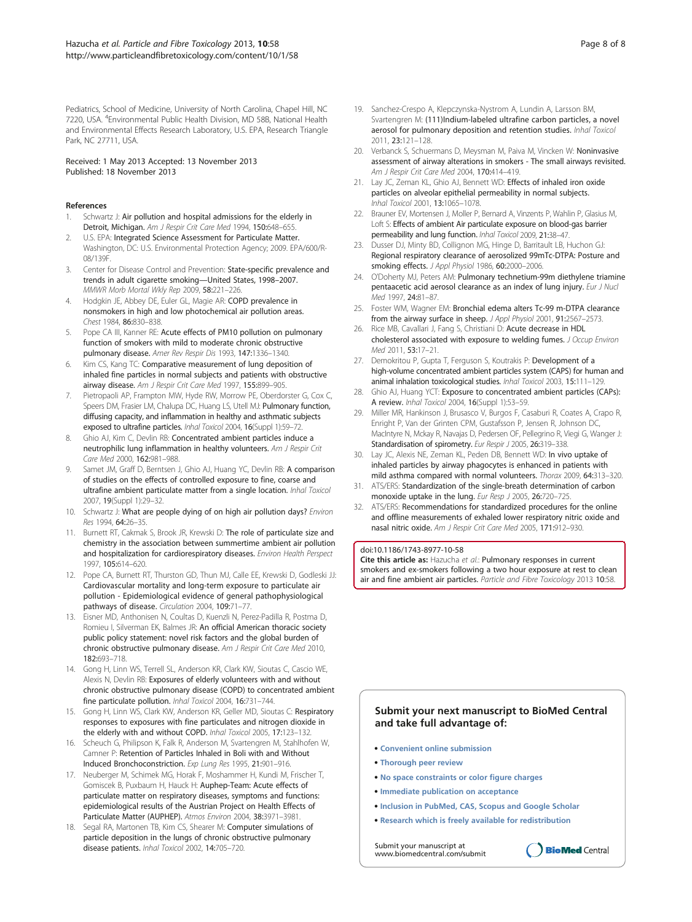Pediatrics, School of Medicine, University of North Carolina, Chapel Hill, NC 7220, USA. [4]Environmental Public Health Division, MD 58B, National Health and Environmental Effects Research Laboratory, U.S. EPA, Research Triangle Park, NC 27711, USA.

Received: 1 May 2013 Accepted: 13 November 2013
Published: 18 November 2013

## References

1. Schwartz J: **Air pollution and hospital admissions for the elderly in Detroit, Michigan.** *Am J Respir Crit Care Med* 1994, **150:**648–655.
2. U.S. EPA: **Integrated Science Assessment for Particulate Matter.** Washington, DC: U.S. Environmental Protection Agency; 2009. EPA/600/R-08/139F.
3. Center for Disease Control and Prevention: **State-specific prevalence and trends in adult cigarette smoking—United States, 1998–2007.** *MMWR Morb Mortal Wkly Rep* 2009, **58:**221–226.
4. Hodgkin JE, Abbey DE, Euler GL, Magie AR: **COPD prevalence in nonsmokers in high and low photochemical air pollution areas.** *Chest* 1984, **86:**830–838.
5. Pope CA III, Kanner RE: **Acute effects of PM10 pollution on pulmonary function of smokers with mild to moderate chronic obstructive pulmonary disease.** *Amer Rev Respir Dis* 1993, **147:**1336–1340.
6. Kim CS, Kang TC: **Comparative measurement of lung deposition of inhaled fine particles in normal subjects and patients with obstructive airway disease.** *Am J Respir Crit Care Med* 1997, **155:**899–905.
7. Pietropaoli AP, Frampton MW, Hyde RW, Morrow PE, Oberdorster G, Cox C, Speers DM, Frasier LM, Chalupa DC, Huang LS, Utell MJ: **Pulmonary function, diffusing capacity, and inflammation in healthy and asthmatic subjects exposed to ultrafine particles.** *Inhal Toxicol* 2004, **16**(Suppl 1)**:**59–72.
8. Ghio AJ, Kim C, Devlin RB: **Concentrated ambient particles induce a neutrophilic lung inflammation in healthy volunteers.** *Am J Respir Crit Care Med* 2000, **162:**981–988.
9. Samet JM, Graff D, Berntsen J, Ghio AJ, Huang YC, Devlin RB: **A comparison of studies on the effects of controlled exposure to fine, coarse and ultrafine ambient particulate matter from a single location.** *Inhal Toxicol* 2007, **19**(Suppl 1)**:**29–32.
10. Schwartz J: **What are people dying of on high air pollution days?** *Environ Res* 1994, **64:**26–35.
11. Burnett RT, Cakmak S, Brook JR, Krewski D: **The role of particulate size and chemistry in the association between summertime ambient air pollution and hospitalization for cardiorespiratory diseases.** *Environ Health Perspect* 1997, **105:**614–620.
12. Pope CA, Burnett RT, Thurston GD, Thun MJ, Calle EE, Krewski D, Godleski JJ: **Cardiovascular mortality and long-term exposure to particulate air pollution - Epidemiological evidence of general pathophysiological pathways of disease.** *Circulation* 2004, **109:**71–77.
13. Eisner MD, Anthonisen N, Coultas D, Kuenzli N, Perez-Padilla R, Postma D, Romieu I, Silverman EK, Balmes JR: **An official American thoracic society public policy statement: novel risk factors and the global burden of chronic obstructive pulmonary disease.** *Am J Respir Crit Care Med* 2010, **182:**693–718.
14. Gong H, Linn WS, Terrell SL, Anderson KR, Clark KW, Sioutas C, Cascio WE, Alexis N, Devlin RB: **Exposures of elderly volunteers with and without chronic obstructive pulmonary disease (COPD) to concentrated ambient fine particulate pollution.** *Inhal Toxicol* 2004, **16:**731–744.
15. Gong H, Linn WS, Clark KW, Anderson KR, Geller MD, Sioutas C: **Respiratory responses to exposures with fine particulates and nitrogen dioxide in the elderly with and without COPD.** *Inhal Toxicol* 2005, **17:**123–132.
16. Scheuch G, Philipson K, Falk R, Anderson M, Svartengren M, Stahlhofen W, Camner P: **Retention of Particles Inhaled in Boli with and Without Induced Bronchoconstriction.** *Exp Lung Res* 1995, **21:**901–916.
17. Neuberger M, Schimek MG, Horak F, Moshammer H, Kundi M, Frischer T, Gomiscek B, Puxbaum H, Hauck H: **Auphep-Team: Acute effects of particulate matter on respiratory diseases, symptoms and functions: epidemiological results of the Austrian Project on Health Effects of Particulate Matter (AUPHEP).** *Atmos Environ* 2004, **38:**3971–3981.
18. Segal RA, Martonen TB, Kim CS, Shearer M: **Computer simulations of particle deposition in the lungs of chronic obstructive pulmonary disease patients.** *Inhal Toxicol* 2002, **14:**705–720.
19. Sanchez-Crespo A, Klepczynska-Nystrom A, Lundin A, Larsson BM, Svartengren M: **(111)Indium-labeled ultrafine carbon particles, a novel aerosol for pulmonary deposition and retention studies.** *Inhal Toxicol* 2011, **23:**121–128.
20. Verbanck S, Schuermans D, Meysman M, Paiva M, Vincken W: **Noninvasive assessment of airway alterations in smokers - The small airways revisited.** *Am J Respir Crit Care Med* 2004, **170:**414–419.
21. Lay JC, Zeman KL, Ghio AJ, Bennett WD: **Effects of inhaled iron oxide particles on alveolar epithelial permeability in normal subjects.** *Inhal Toxicol* 2001, **13:**1065–1078.
22. Brauner EV, Mortensen J, Moller P, Bernard A, Vinzents P, Wahlin P, Glasius M, Loft S: **Effects of ambient Air particulate exposure on blood-gas barrier permeability and lung function.** *Inhal Toxicol* 2009, **21:**38–47.
23. Dusser DJ, Minty BD, Collignon MG, Hinge D, Barritault LB, Huchon GJ: **Regional respiratory clearance of aerosolized 99mTc-DTPA: Posture and smoking effects.** *J Appl Physiol* 1986, **60:**2000–2006.
24. O'Doherty MJ, Peters AM: **Pulmonary technetium-99m diethylene triamine pentaacetic acid aerosol clearance as an index of lung injury.** *Eur J Nucl Med* 1997, **24:**81–87.
25. Foster WM, Wagner EM: **Bronchial edema alters Tc-99 m-DTPA clearance from the airway surface in sheep.** *J Appl Physiol* 2001, **91:**2567–2573.
26. Rice MB, Cavallari J, Fang S, Christiani D: **Acute decrease in HDL cholesterol associated with exposure to welding fumes.** *J Occup Environ Med* 2011, **53:**17–21.
27. Demokritou P, Gupta T, Ferguson S, Koutrakis P: **Development of a high-volume concentrated ambient particles system (CAPS) for human and animal inhalation toxicological studies.** *Inhal Toxicol* 2003, **15:**111–129.
28. Ghio AJ, Huang YCT: **Exposure to concentrated ambient particles (CAPs): A review.** *Inhal Toxicol* 2004, **16**(Suppl 1)**:**53–59.
29. Miller MR, Hankinson J, Brusasco V, Burgos F, Casaburi R, Coates A, Crapo R, Enright P, Van der Grinten CPM, Gustafsson P, Jensen R, Johnson DC, MacIntyre N, Mckay R, Navajas D, Pedersen OF, Pellegrino R, Viegi G, Wanger J: **Standardisation of spirometry.** *Eur Respir J* 2005, **26:**319–338.
30. Lay JC, Alexis NE, Zeman KL, Peden DB, Bennett WD: **In vivo uptake of inhaled particles by airway phagocytes is enhanced in patients with mild asthma compared with normal volunteers.** *Thorax* 2009, **64:**313–320.
31. ATS/ERS: **Standardization of the single-breath determination of carbon monoxide uptake in the lung.** *Eur Resp J* 2005, **26:**720–725.
32. ATS/ERS: **Recommendations for standardized procedures for the online and offline measurements of exhaled lower respiratory nitric oxide and nasal nitric oxide.** *Am J Respir Crit Care Med* 2005, **171:**912–930.

doi:10.1186/1743-8977-10-58
**Cite this article as:** Hazucha *et al.*: Pulmonary responses in current smokers and ex-smokers following a two hour exposure at rest to clean air and fine ambient air particles. *Particle and Fibre Toxicology* 2013 **10**:58.

**Submit your next manuscript to BioMed Central and take full advantage of:**

- **Convenient online submission**
- **Thorough peer review**
- **No space constraints or color figure charges**
- **Immediate publication on acceptance**
- **Inclusion in PubMed, CAS, Scopus and Google Scholar**
- **Research which is freely available for redistribution**

Submit your manuscript at
www.biomedcentral.com/submit

BioMed Central